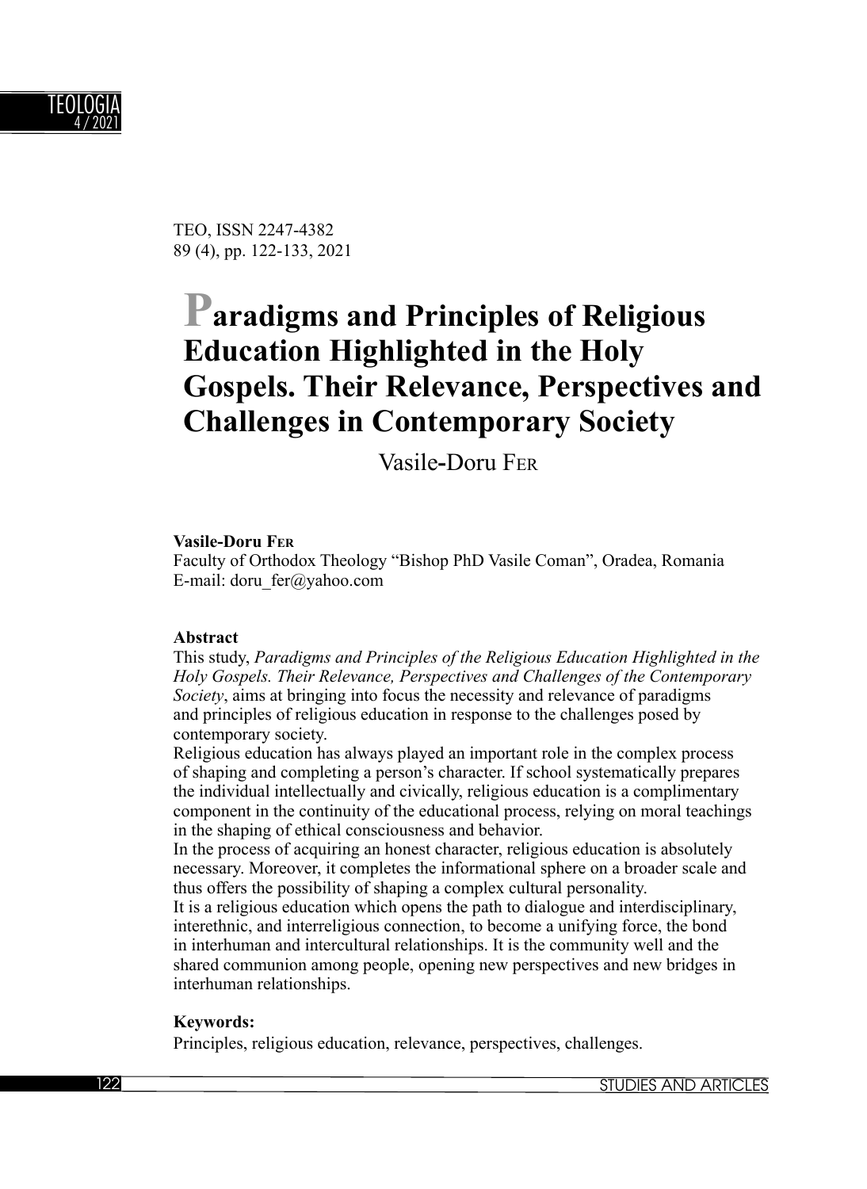TEO, ISSN 2247-4382
89 (4), pp. 122-133, 2021

# Paradigms and Principles of Religious Education Highlighted in the Holy Gospels. Their Relevance, Perspectives and Challenges in Contemporary Society

Vasile-Doru FER

**Vasile-Doru FER**
Faculty of Orthodox Theology "Bishop PhD Vasile Coman", Oradea, Romania
E-mail: doru_fer@yahoo.com

**Abstract**

This study, *Paradigms and Principles of the Religious Education Highlighted in the Holy Gospels. Their Relevance, Perspectives and Challenges of the Contemporary Society*, aims at bringing into focus the necessity and relevance of paradigms and principles of religious education in response to the challenges posed by contemporary society.

Religious education has always played an important role in the complex process of shaping and completing a person's character. If school systematically prepares the individual intellectually and civically, religious education is a complimentary component in the continuity of the educational process, relying on moral teachings in the shaping of ethical consciousness and behavior.

In the process of acquiring an honest character, religious education is absolutely necessary. Moreover, it completes the informational sphere on a broader scale and thus offers the possibility of shaping a complex cultural personality.

It is a religious education which opens the path to dialogue and interdisciplinary, interethnic, and interreligious connection, to become a unifying force, the bond in interhuman and intercultural relationships. It is the community well and the shared communion among people, opening new perspectives and new bridges in interhuman relationships.

**Keywords:**

Principles, religious education, relevance, perspectives, challenges.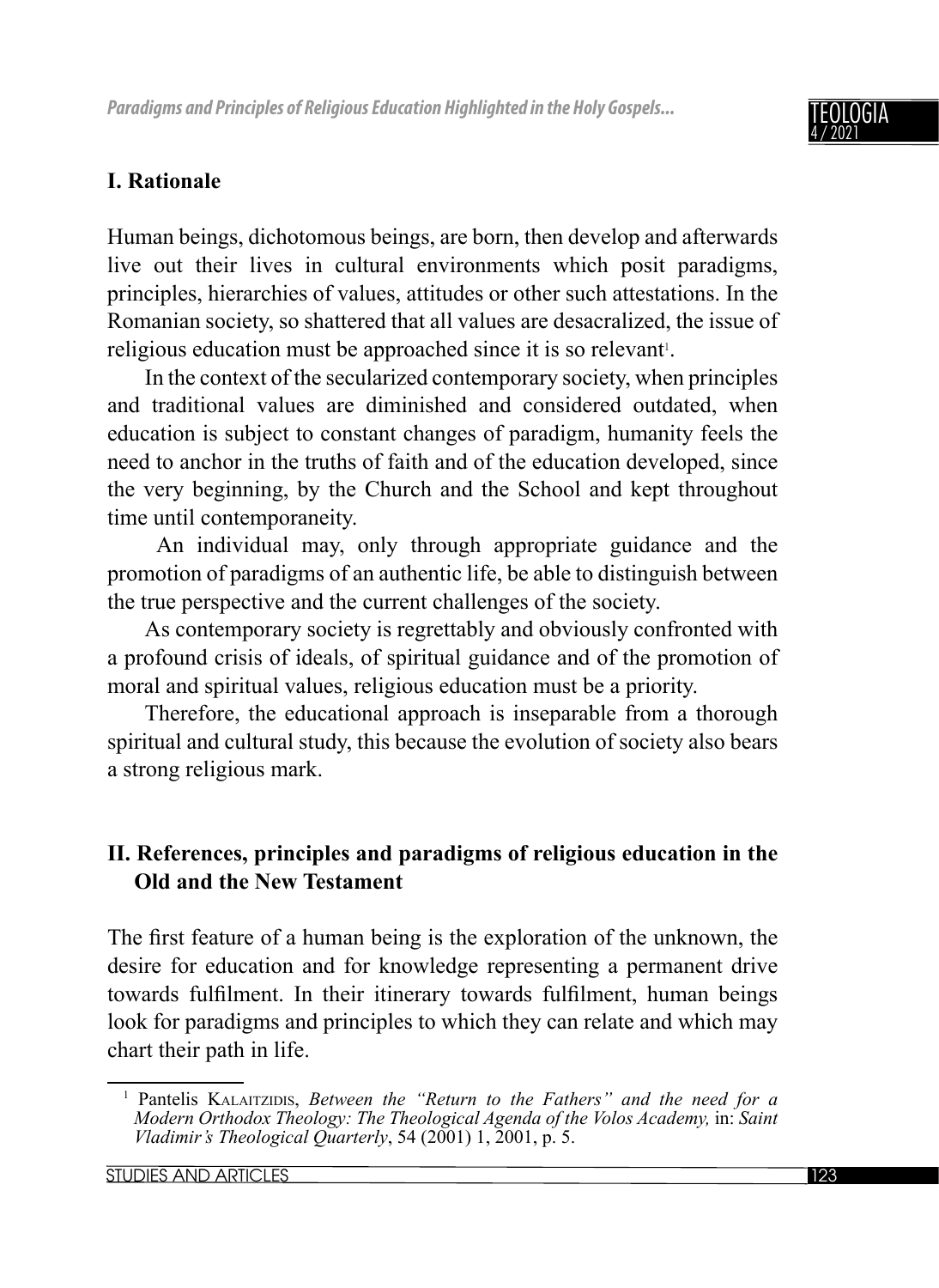## I. Rationale

Human beings, dichotomous beings, are born, then develop and afterwards live out their lives in cultural environments which posit paradigms, principles, hierarchies of values, attitudes or other such attestations. In the Romanian society, so shattered that all values are desacralized, the issue of religious education must be approached since it is so relevant[1].

In the context of the secularized contemporary society, when principles and traditional values are diminished and considered outdated, when education is subject to constant changes of paradigm, humanity feels the need to anchor in the truths of faith and of the education developed, since the very beginning, by the Church and the School and kept throughout time until contemporaneity.

An individual may, only through appropriate guidance and the promotion of paradigms of an authentic life, be able to distinguish between the true perspective and the current challenges of the society.

As contemporary society is regrettably and obviously confronted with a profound crisis of ideals, of spiritual guidance and of the promotion of moral and spiritual values, religious education must be a priority.

Therefore, the educational approach is inseparable from a thorough spiritual and cultural study, this because the evolution of society also bears a strong religious mark.

## II. References, principles and paradigms of religious education in the Old and the New Testament

The first feature of a human being is the exploration of the unknown, the desire for education and for knowledge representing a permanent drive towards fulfilment. In their itinerary towards fulfilment, human beings look for paradigms and principles to which they can relate and which may chart their path in life.

[1] Pantelis Kalaitzidis, *Between the "Return to the Fathers" and the need for a Modern Orthodox Theology: The Theological Agenda of the Volos Academy,* in: *Saint Vladimir's Theological Quarterly*, 54 (2001) 1, 2001, p. 5.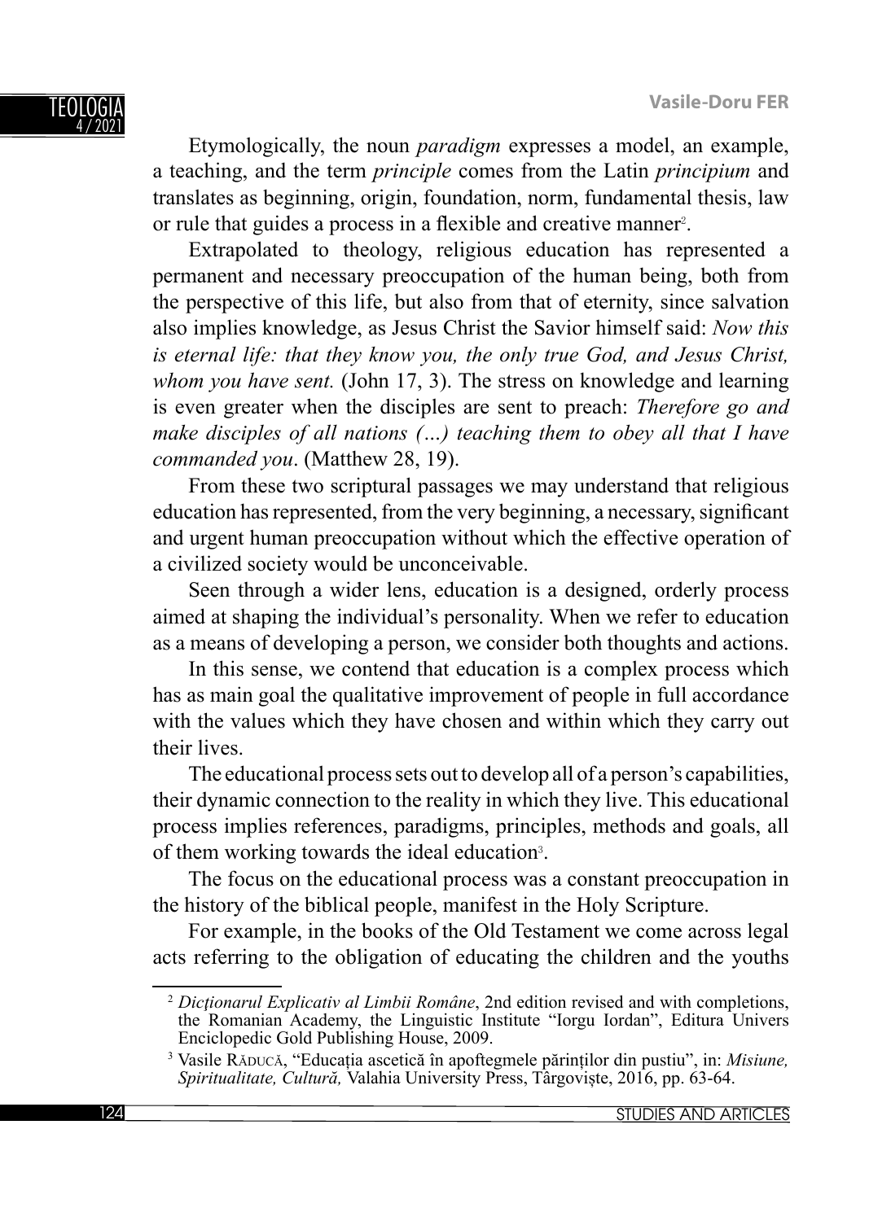Etymologically, the noun *paradigm* expresses a model, an example, a teaching, and the term *principle* comes from the Latin *principium* and translates as beginning, origin, foundation, norm, fundamental thesis, law or rule that guides a process in a flexible and creative manner[2].

Extrapolated to theology, religious education has represented a permanent and necessary preoccupation of the human being, both from the perspective of this life, but also from that of eternity, since salvation also implies knowledge, as Jesus Christ the Savior himself said: *Now this is eternal life: that they know you, the only true God, and Jesus Christ, whom you have sent.* (John 17, 3). The stress on knowledge and learning is even greater when the disciples are sent to preach: *Therefore go and make disciples of all nations (…) teaching them to obey all that I have commanded you*. (Matthew 28, 19).

From these two scriptural passages we may understand that religious education has represented, from the very beginning, a necessary, significant and urgent human preoccupation without which the effective operation of a civilized society would be unconceivable.

Seen through a wider lens, education is a designed, orderly process aimed at shaping the individual's personality. When we refer to education as a means of developing a person, we consider both thoughts and actions.

In this sense, we contend that education is a complex process which has as main goal the qualitative improvement of people in full accordance with the values which they have chosen and within which they carry out their lives.

The educational process sets out to develop all of a person's capabilities, their dynamic connection to the reality in which they live. This educational process implies references, paradigms, principles, methods and goals, all of them working towards the ideal education[3].

The focus on the educational process was a constant preoccupation in the history of the biblical people, manifest in the Holy Scripture.

For example, in the books of the Old Testament we come across legal acts referring to the obligation of educating the children and the youths

---

[2] *Dicționarul Explicativ al Limbii Române*, 2nd edition revised and with completions, the Romanian Academy, the Linguistic Institute "Iorgu Iordan", Editura Univers Enciclopedic Gold Publishing House, 2009.

[3] Vasile Răducă, "Educația ascetică în apoftegmele părinților din pustiu", in: *Misiune, Spiritualitate, Cultură,* Valahia University Press, Târgoviște, 2016, pp. 63-64.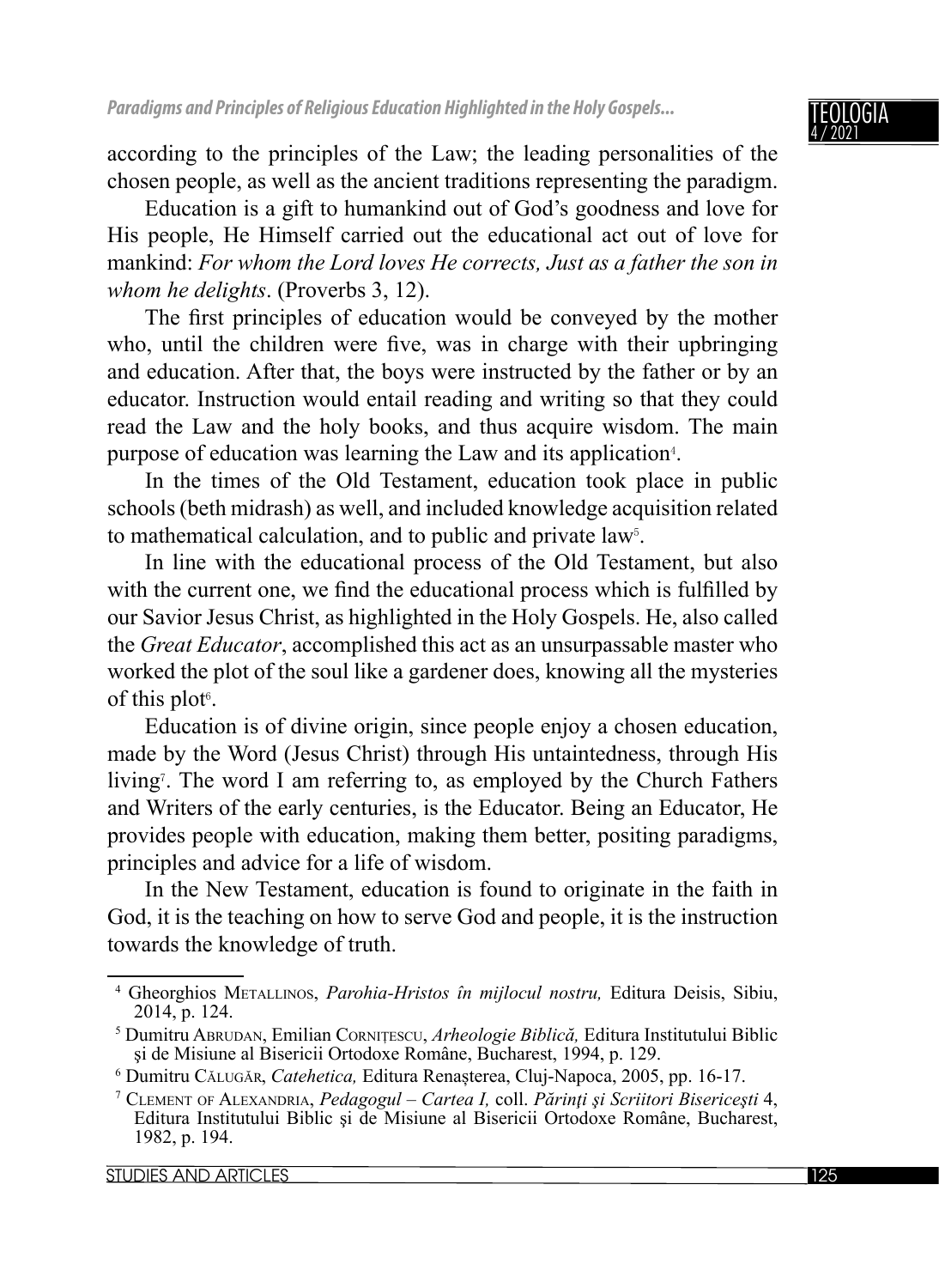according to the principles of the Law; the leading personalities of the chosen people, as well as the ancient traditions representing the paradigm.

Education is a gift to humankind out of God's goodness and love for His people, He Himself carried out the educational act out of love for mankind: *For whom the Lord loves He corrects, Just as a father the son in whom he delights*. (Proverbs 3, 12).

The first principles of education would be conveyed by the mother who, until the children were five, was in charge with their upbringing and education. After that, the boys were instructed by the father or by an educator. Instruction would entail reading and writing so that they could read the Law and the holy books, and thus acquire wisdom. The main purpose of education was learning the Law and its application[4].

In the times of the Old Testament, education took place in public schools (beth midrash) as well, and included knowledge acquisition related to mathematical calculation, and to public and private law[5].

In line with the educational process of the Old Testament, but also with the current one, we find the educational process which is fulfilled by our Savior Jesus Christ, as highlighted in the Holy Gospels. He, also called the *Great Educator*, accomplished this act as an unsurpassable master who worked the plot of the soul like a gardener does, knowing all the mysteries of this plot[6].

Education is of divine origin, since people enjoy a chosen education, made by the Word (Jesus Christ) through His untaintedness, through His living[7]. The word I am referring to, as employed by the Church Fathers and Writers of the early centuries, is the Educator. Being an Educator, He provides people with education, making them better, positing paradigms, principles and advice for a life of wisdom.

In the New Testament, education is found to originate in the faith in God, it is the teaching on how to serve God and people, it is the instruction towards the knowledge of truth.

---

[4] Gheorghios Metallinos, *Parohia-Hristos în mijlocul nostru,* Editura Deisis, Sibiu, 2014, p. 124.

[5] Dumitru Abrudan, Emilian Cornițescu, *Arheologie Biblică,* Editura Institutului Biblic şi de Misiune al Bisericii Ortodoxe Române, Bucharest, 1994, p. 129.

[6] Dumitru Călugăr, *Catehetica,* Editura Renașterea, Cluj-Napoca, 2005, pp. 16-17.

[7] Clement of Alexandria, *Pedagogul – Cartea I,* coll. *Părinţi şi Scriitori Bisericeşti* 4, Editura Institutului Biblic şi de Misiune al Bisericii Ortodoxe Române, Bucharest, 1982, p. 194.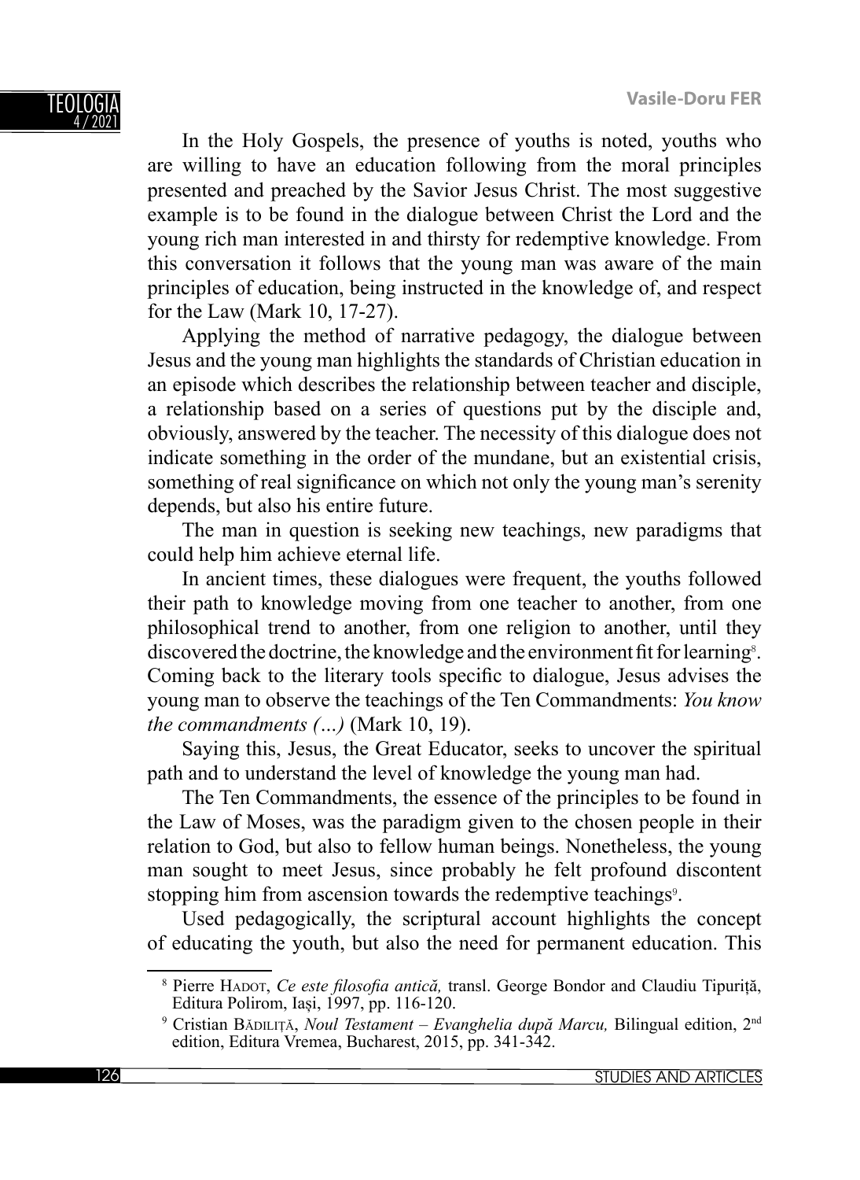In the Holy Gospels, the presence of youths is noted, youths who are willing to have an education following from the moral principles presented and preached by the Savior Jesus Christ. The most suggestive example is to be found in the dialogue between Christ the Lord and the young rich man interested in and thirsty for redemptive knowledge. From this conversation it follows that the young man was aware of the main principles of education, being instructed in the knowledge of, and respect for the Law (Mark 10, 17-27).

Applying the method of narrative pedagogy, the dialogue between Jesus and the young man highlights the standards of Christian education in an episode which describes the relationship between teacher and disciple, a relationship based on a series of questions put by the disciple and, obviously, answered by the teacher. The necessity of this dialogue does not indicate something in the order of the mundane, but an existential crisis, something of real significance on which not only the young man's serenity depends, but also his entire future.

The man in question is seeking new teachings, new paradigms that could help him achieve eternal life.

In ancient times, these dialogues were frequent, the youths followed their path to knowledge moving from one teacher to another, from one philosophical trend to another, from one religion to another, until they discovered the doctrine, the knowledge and the environment fit for learning[8]. Coming back to the literary tools specific to dialogue, Jesus advises the young man to observe the teachings of the Ten Commandments: *You know the commandments (…)* (Mark 10, 19).

Saying this, Jesus, the Great Educator, seeks to uncover the spiritual path and to understand the level of knowledge the young man had.

The Ten Commandments, the essence of the principles to be found in the Law of Moses, was the paradigm given to the chosen people in their relation to God, but also to fellow human beings. Nonetheless, the young man sought to meet Jesus, since probably he felt profound discontent stopping him from ascension towards the redemptive teachings[9].

Used pedagogically, the scriptural account highlights the concept of educating the youth, but also the need for permanent education. This

---

[8] Pierre HADOT, *Ce este filosofia antică,* transl. George Bondor and Claudiu Tipuriță, Editura Polirom, Iași, 1997, pp. 116-120.

[9] Cristian BĂDILIȚĂ, *Noul Testament – Evanghelia după Marcu,* Bilingual edition, 2nd edition, Editura Vremea, Bucharest, 2015, pp. 341-342.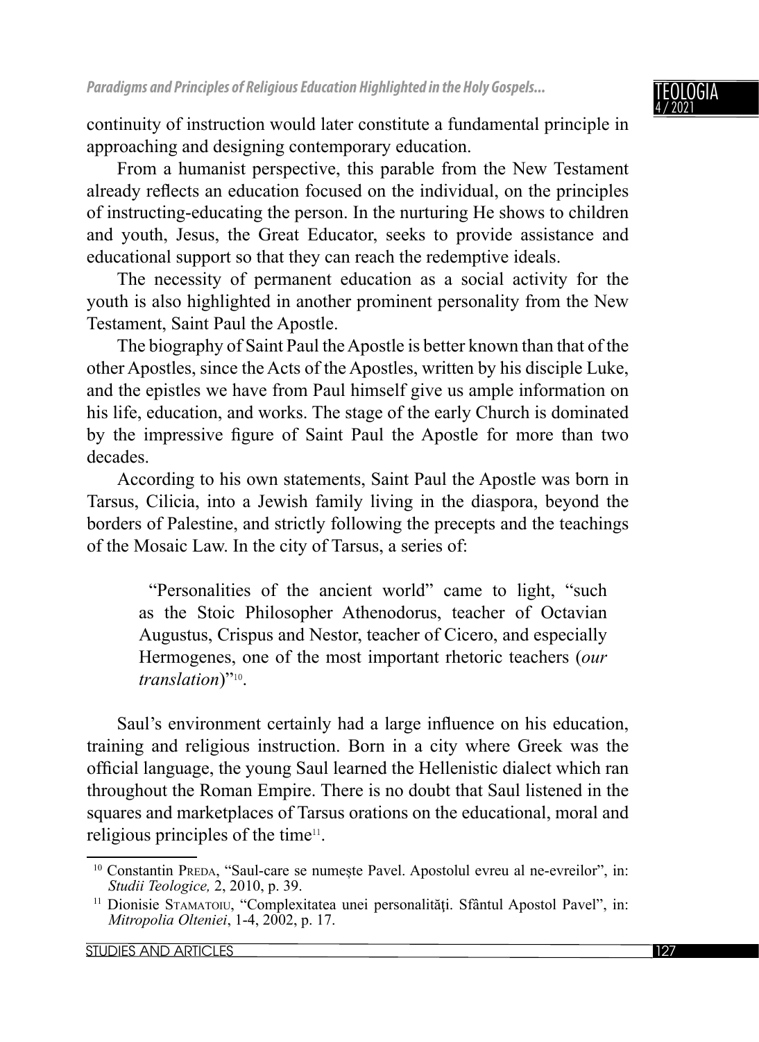continuity of instruction would later constitute a fundamental principle in approaching and designing contemporary education.

From a humanist perspective, this parable from the New Testament already reflects an education focused on the individual, on the principles of instructing-educating the person. In the nurturing He shows to children and youth, Jesus, the Great Educator, seeks to provide assistance and educational support so that they can reach the redemptive ideals.

The necessity of permanent education as a social activity for the youth is also highlighted in another prominent personality from the New Testament, Saint Paul the Apostle.

The biography of Saint Paul the Apostle is better known than that of the other Apostles, since the Acts of the Apostles, written by his disciple Luke, and the epistles we have from Paul himself give us ample information on his life, education, and works. The stage of the early Church is dominated by the impressive figure of Saint Paul the Apostle for more than two decades.

According to his own statements, Saint Paul the Apostle was born in Tarsus, Cilicia, into a Jewish family living in the diaspora, beyond the borders of Palestine, and strictly following the precepts and the teachings of the Mosaic Law. In the city of Tarsus, a series of:

> "Personalities of the ancient world" came to light, "such as the Stoic Philosopher Athenodorus, teacher of Octavian Augustus, Crispus and Nestor, teacher of Cicero, and especially Hermogenes, one of the most important rhetoric teachers (*our translation*)"[10].

Saul's environment certainly had a large influence on his education, training and religious instruction. Born in a city where Greek was the official language, the young Saul learned the Hellenistic dialect which ran throughout the Roman Empire. There is no doubt that Saul listened in the squares and marketplaces of Tarsus orations on the educational, moral and religious principles of the time[11].

---

[10] Constantin Preda, "Saul-care se numește Pavel. Apostolul evreu al ne-evreilor", in: *Studii Teologice,* 2, 2010, p. 39.

[11] Dionisie Stamatoiu, "Complexitatea unei personalităţi. Sfântul Apostol Pavel", in: *Mitropolia Olteniei*, 1-4, 2002, p. 17.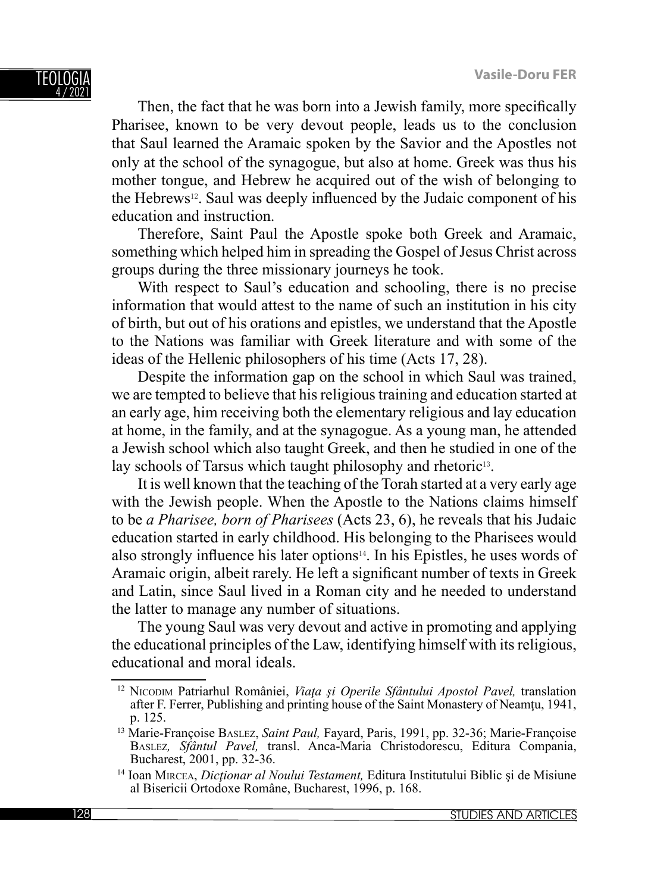Then, the fact that he was born into a Jewish family, more specifically Pharisee, known to be very devout people, leads us to the conclusion that Saul learned the Aramaic spoken by the Savior and the Apostles not only at the school of the synagogue, but also at home. Greek was thus his mother tongue, and Hebrew he acquired out of the wish of belonging to the Hebrews[12]. Saul was deeply influenced by the Judaic component of his education and instruction.

Therefore, Saint Paul the Apostle spoke both Greek and Aramaic, something which helped him in spreading the Gospel of Jesus Christ across groups during the three missionary journeys he took.

With respect to Saul's education and schooling, there is no precise information that would attest to the name of such an institution in his city of birth, but out of his orations and epistles, we understand that the Apostle to the Nations was familiar with Greek literature and with some of the ideas of the Hellenic philosophers of his time (Acts 17, 28).

Despite the information gap on the school in which Saul was trained, we are tempted to believe that his religious training and education started at an early age, him receiving both the elementary religious and lay education at home, in the family, and at the synagogue. As a young man, he attended a Jewish school which also taught Greek, and then he studied in one of the lay schools of Tarsus which taught philosophy and rhetoric[13].

It is well known that the teaching of the Torah started at a very early age with the Jewish people. When the Apostle to the Nations claims himself to be *a Pharisee, born of Pharisees* (Acts 23, 6), he reveals that his Judaic education started in early childhood. His belonging to the Pharisees would also strongly influence his later options[14]. In his Epistles, he uses words of Aramaic origin, albeit rarely. He left a significant number of texts in Greek and Latin, since Saul lived in a Roman city and he needed to understand the latter to manage any number of situations.

The young Saul was very devout and active in promoting and applying the educational principles of the Law, identifying himself with its religious, educational and moral ideals.

---

[12] Nicodim Patriarhul României, *Viaţa şi Operile Sfântului Apostol Pavel,* translation after F. Ferrer, Publishing and printing house of the Saint Monastery of Neamţu, 1941, p. 125.

[13] Marie-Françoise Baslez, *Saint Paul,* Fayard, Paris, 1991, pp. 32-36; Marie-Françoise Baslez, *Sfântul Pavel,* transl. Anca-Maria Christodorescu, Editura Compania, Bucharest, 2001, pp. 32-36.

[14] Ioan Mircea, *Dicţionar al Noului Testament,* Editura Institutului Biblic şi de Misiune al Bisericii Ortodoxe Române, Bucharest, 1996, p. 168.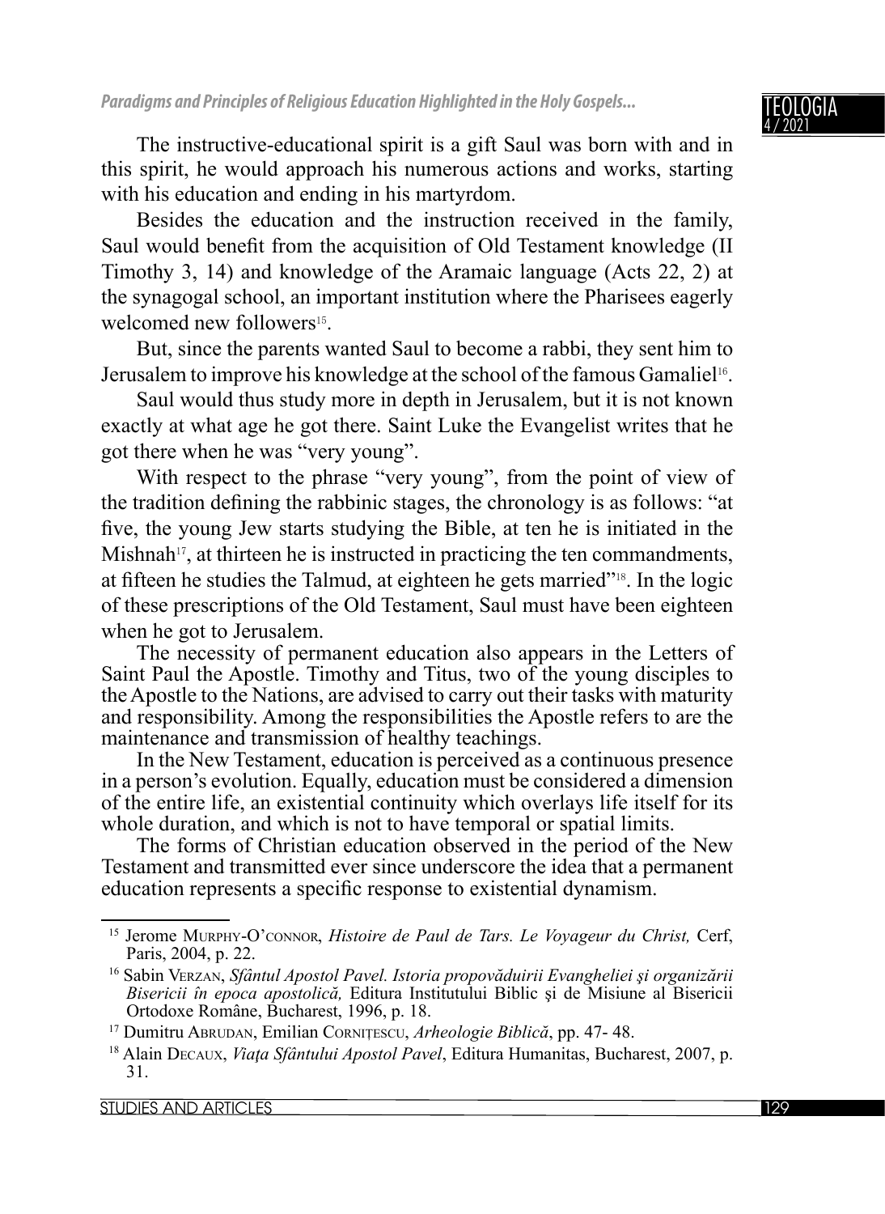The instructive-educational spirit is a gift Saul was born with and in this spirit, he would approach his numerous actions and works, starting with his education and ending in his martyrdom.

Besides the education and the instruction received in the family, Saul would benefit from the acquisition of Old Testament knowledge (II Timothy 3, 14) and knowledge of the Aramaic language (Acts 22, 2) at the synagogal school, an important institution where the Pharisees eagerly welcomed new followers[15].

But, since the parents wanted Saul to become a rabbi, they sent him to Jerusalem to improve his knowledge at the school of the famous Gamaliel[16].

Saul would thus study more in depth in Jerusalem, but it is not known exactly at what age he got there. Saint Luke the Evangelist writes that he got there when he was "very young".

With respect to the phrase "very young", from the point of view of the tradition defining the rabbinic stages, the chronology is as follows: "at five, the young Jew starts studying the Bible, at ten he is initiated in the Mishnah[17], at thirteen he is instructed in practicing the ten commandments, at fifteen he studies the Talmud, at eighteen he gets married"[18]. In the logic of these prescriptions of the Old Testament, Saul must have been eighteen when he got to Jerusalem.

The necessity of permanent education also appears in the Letters of Saint Paul the Apostle. Timothy and Titus, two of the young disciples to the Apostle to the Nations, are advised to carry out their tasks with maturity and responsibility. Among the responsibilities the Apostle refers to are the maintenance and transmission of healthy teachings.

In the New Testament, education is perceived as a continuous presence in a person's evolution. Equally, education must be considered a dimension of the entire life, an existential continuity which overlays life itself for its whole duration, and which is not to have temporal or spatial limits.

The forms of Christian education observed in the period of the New Testament and transmitted ever since underscore the idea that a permanent education represents a specific response to existential dynamism.

---

[15] Jerome Murphy-O'connor, *Histoire de Paul de Tars. Le Voyageur du Christ,* Cerf, Paris, 2004, p. 22.

[16] Sabin Verzan, *Sfântul Apostol Pavel. Istoria propovăduirii Evangheliei şi organizării Bisericii în epoca apostolică,* Editura Institutului Biblic şi de Misiune al Bisericii Ortodoxe Române, Bucharest, 1996, p. 18.

[17] Dumitru Abrudan, Emilian Cornițescu, *Arheologie Biblică*, pp. 47- 48.

[18] Alain Decaux, *Viața Sfântului Apostol Pavel*, Editura Humanitas, Bucharest, 2007, p. 31.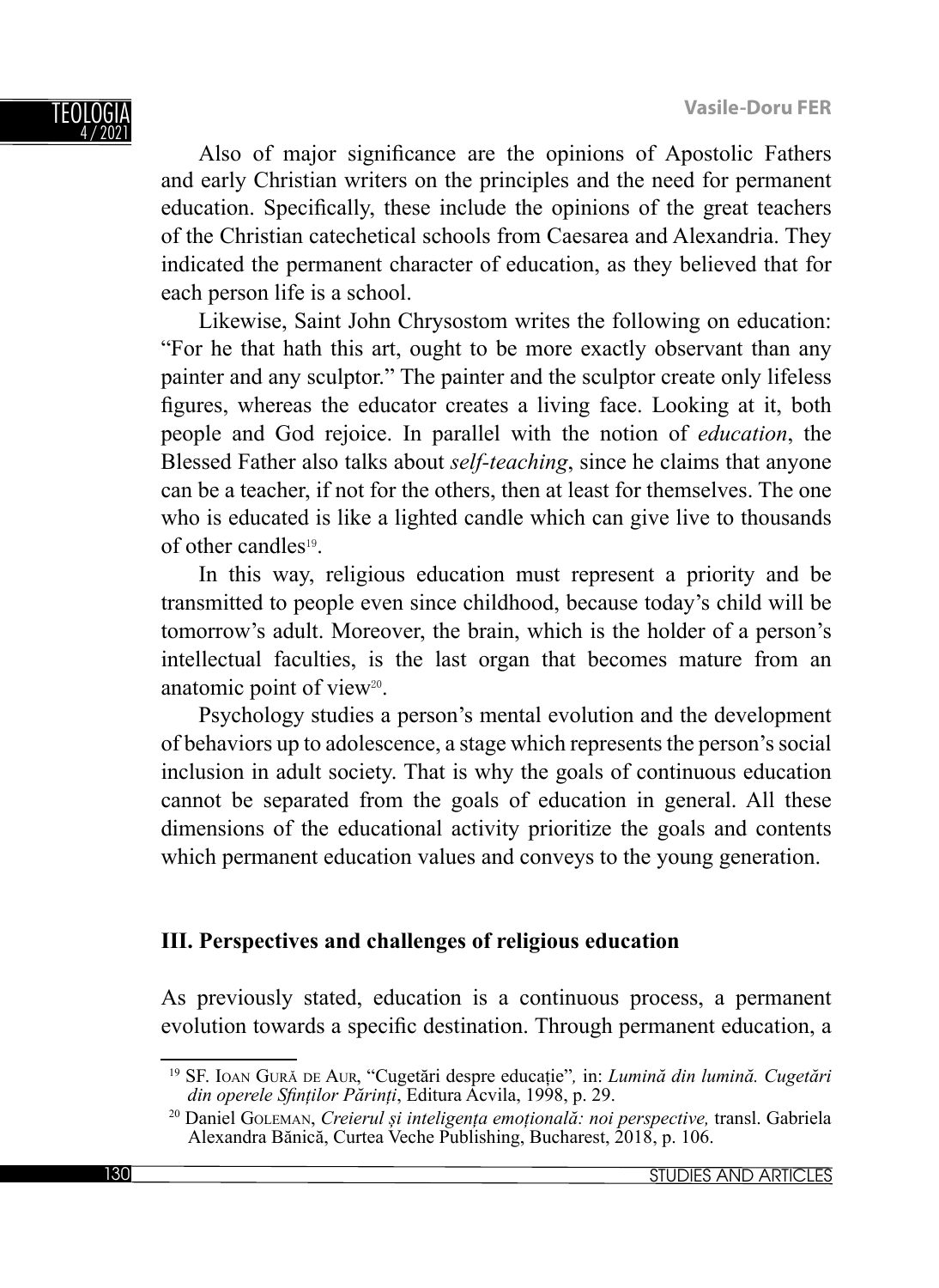Also of major significance are the opinions of Apostolic Fathers and early Christian writers on the principles and the need for permanent education. Specifically, these include the opinions of the great teachers of the Christian catechetical schools from Caesarea and Alexandria. They indicated the permanent character of education, as they believed that for each person life is a school.

Likewise, Saint John Chrysostom writes the following on education: "For he that hath this art, ought to be more exactly observant than any painter and any sculptor." The painter and the sculptor create only lifeless figures, whereas the educator creates a living face. Looking at it, both people and God rejoice. In parallel with the notion of *education*, the Blessed Father also talks about *self-teaching*, since he claims that anyone can be a teacher, if not for the others, then at least for themselves. The one who is educated is like a lighted candle which can give live to thousands of other candles[19].

In this way, religious education must represent a priority and be transmitted to people even since childhood, because today's child will be tomorrow's adult. Moreover, the brain, which is the holder of a person's intellectual faculties, is the last organ that becomes mature from an anatomic point of view[20].

Psychology studies a person's mental evolution and the development of behaviors up to adolescence, a stage which represents the person's social inclusion in adult society. That is why the goals of continuous education cannot be separated from the goals of education in general. All these dimensions of the educational activity prioritize the goals and contents which permanent education values and conveys to the young generation.

## III. Perspectives and challenges of religious education

As previously stated, education is a continuous process, a permanent evolution towards a specific destination. Through permanent education, a

---

[19] SF. Ioan Gură de Aur, "Cugetări despre educație", in: *Lumină din lumină. Cugetări din operele Sfinților Părinți*, Editura Acvila, 1998, p. 29.

[20] Daniel Goleman, *Creierul și inteligența emoțională: noi perspective,* transl. Gabriela Alexandra Bănică, Curtea Veche Publishing, Bucharest, 2018, p. 106.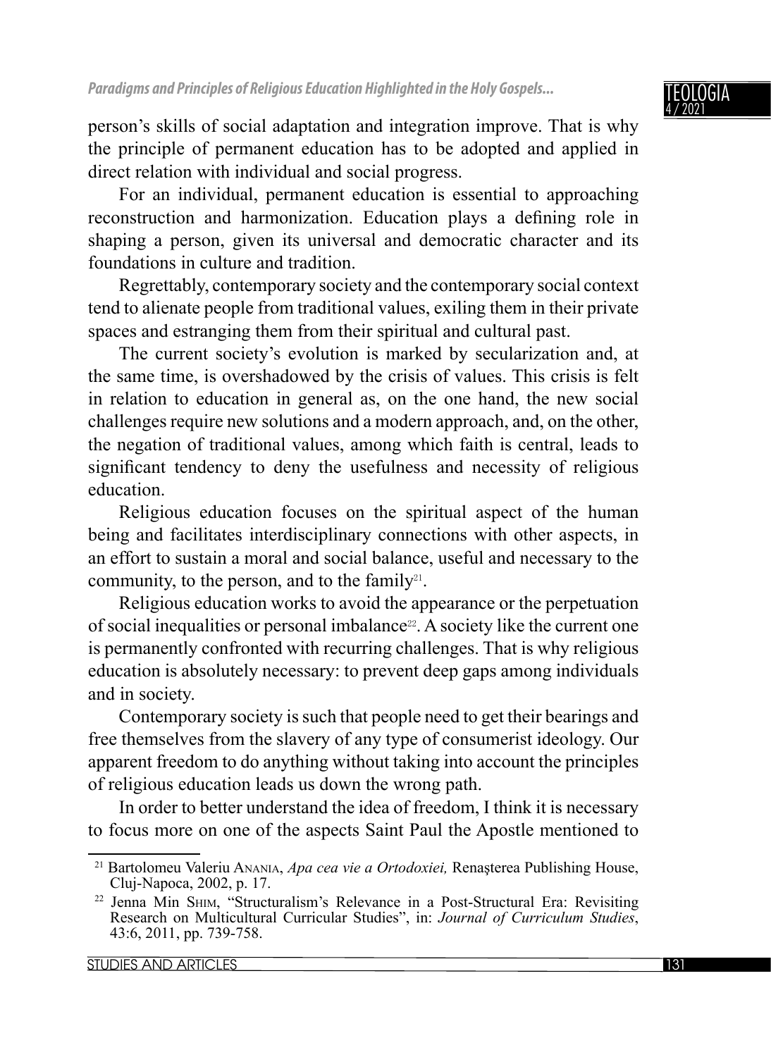person's skills of social adaptation and integration improve. That is why the principle of permanent education has to be adopted and applied in direct relation with individual and social progress.

For an individual, permanent education is essential to approaching reconstruction and harmonization. Education plays a defining role in shaping a person, given its universal and democratic character and its foundations in culture and tradition.

Regrettably, contemporary society and the contemporary social context tend to alienate people from traditional values, exiling them in their private spaces and estranging them from their spiritual and cultural past.

The current society's evolution is marked by secularization and, at the same time, is overshadowed by the crisis of values. This crisis is felt in relation to education in general as, on the one hand, the new social challenges require new solutions and a modern approach, and, on the other, the negation of traditional values, among which faith is central, leads to significant tendency to deny the usefulness and necessity of religious education.

Religious education focuses on the spiritual aspect of the human being and facilitates interdisciplinary connections with other aspects, in an effort to sustain a moral and social balance, useful and necessary to the community, to the person, and to the family[21].

Religious education works to avoid the appearance or the perpetuation of social inequalities or personal imbalance[22]. A society like the current one is permanently confronted with recurring challenges. That is why religious education is absolutely necessary: to prevent deep gaps among individuals and in society.

Contemporary society is such that people need to get their bearings and free themselves from the slavery of any type of consumerist ideology. Our apparent freedom to do anything without taking into account the principles of religious education leads us down the wrong path.

In order to better understand the idea of freedom, I think it is necessary to focus more on one of the aspects Saint Paul the Apostle mentioned to

---

[21] Bartolomeu Valeriu Anania, *Apa cea vie a Ortodoxiei,* Renaşterea Publishing House, Cluj-Napoca, 2002, p. 17.

[22] Jenna Min Shim, "Structuralism's Relevance in a Post-Structural Era: Revisiting Research on Multicultural Curricular Studies", in: *Journal of Curriculum Studies*, 43:6, 2011, pp. 739-758.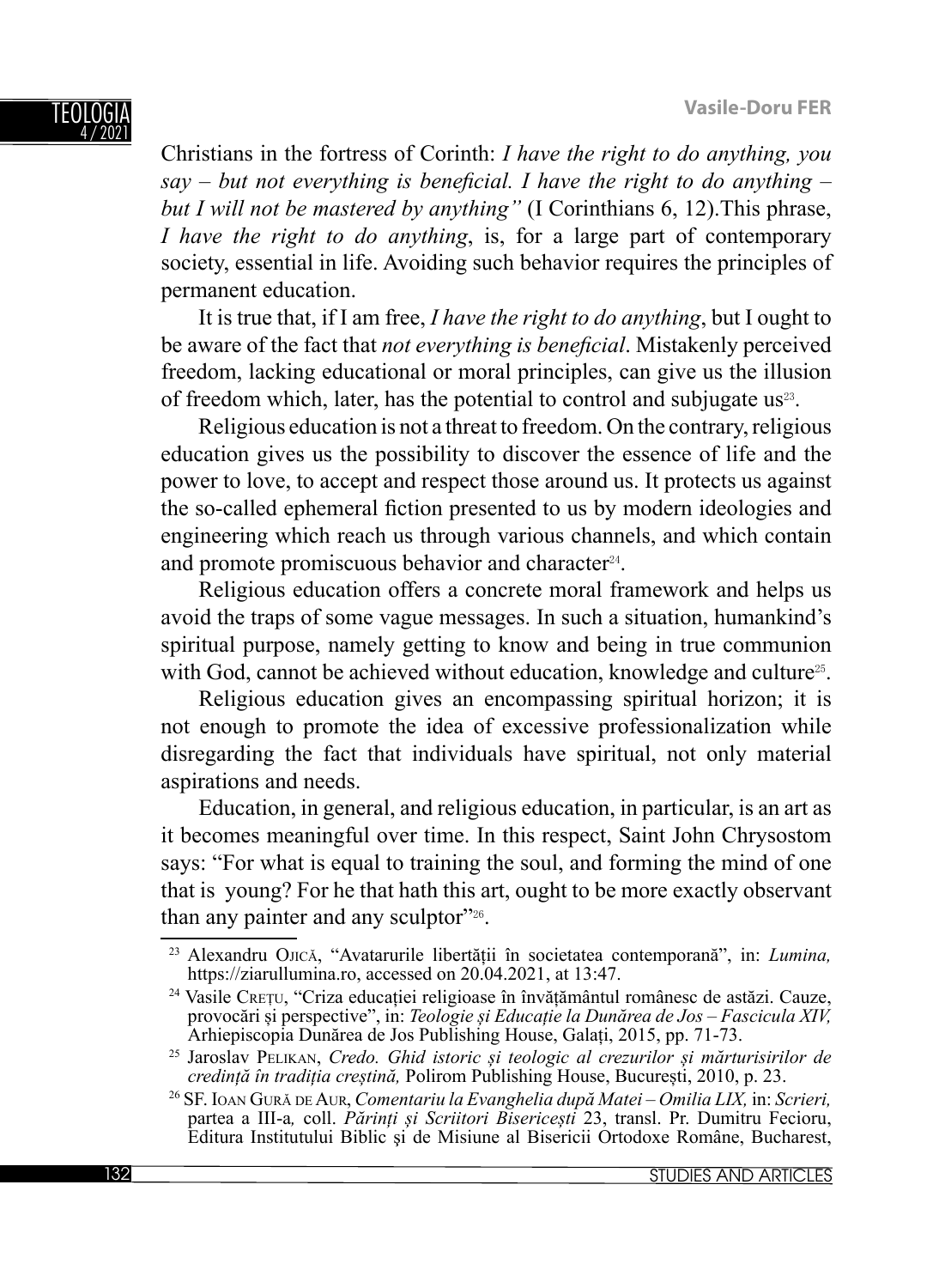Christians in the fortress of Corinth: *I have the right to do anything, you say – but not everything is beneficial. I have the right to do anything – but I will not be mastered by anything"* (I Corinthians 6, 12).This phrase, *I have the right to do anything*, is, for a large part of contemporary society, essential in life. Avoiding such behavior requires the principles of permanent education.

It is true that, if I am free, *I have the right to do anything*, but I ought to be aware of the fact that *not everything is beneficial*. Mistakenly perceived freedom, lacking educational or moral principles, can give us the illusion of freedom which, later, has the potential to control and subjugate us[23].

Religious education is not a threat to freedom. On the contrary, religious education gives us the possibility to discover the essence of life and the power to love, to accept and respect those around us. It protects us against the so-called ephemeral fiction presented to us by modern ideologies and engineering which reach us through various channels, and which contain and promote promiscuous behavior and character[24].

Religious education offers a concrete moral framework and helps us avoid the traps of some vague messages. In such a situation, humankind's spiritual purpose, namely getting to know and being in true communion with God, cannot be achieved without education, knowledge and culture[25].

Religious education gives an encompassing spiritual horizon; it is not enough to promote the idea of excessive professionalization while disregarding the fact that individuals have spiritual, not only material aspirations and needs.

Education, in general, and religious education, in particular, is an art as it becomes meaningful over time. In this respect, Saint John Chrysostom says: "For what is equal to training the soul, and forming the mind of one that is young? For he that hath this art, ought to be more exactly observant than any painter and any sculptor"[26].

---

[23] Alexandru Ojică, "Avatarurile libertății în societatea contemporană", in: *Lumina,* https://ziarullumina.ro, accessed on 20.04.2021, at 13:47.

[24] Vasile Crețu, "Criza educației religioase în învățământul românesc de astăzi. Cauze, provocări și perspective", in: *Teologie și Educație la Dunărea de Jos – Fascicula XIV,* Arhiepiscopia Dunărea de Jos Publishing House, Galați, 2015, pp. 71-73.

[25] Jaroslav Pelikan, *Credo. Ghid istoric și teologic al crezurilor și mărturisirilor de credință în tradiția creștină,* Polirom Publishing House, București, 2010, p. 23.

[26] SF. Ioan Gură de Aur, *Comentariu la Evanghelia după Matei – Omilia LIX,* in: *Scrieri,* partea a III-a*,* coll. *Părinți și Scriitori Bisericești* 23, transl. Pr. Dumitru Fecioru, Editura Institutului Biblic şi de Misiune al Bisericii Ortodoxe Române, Bucharest,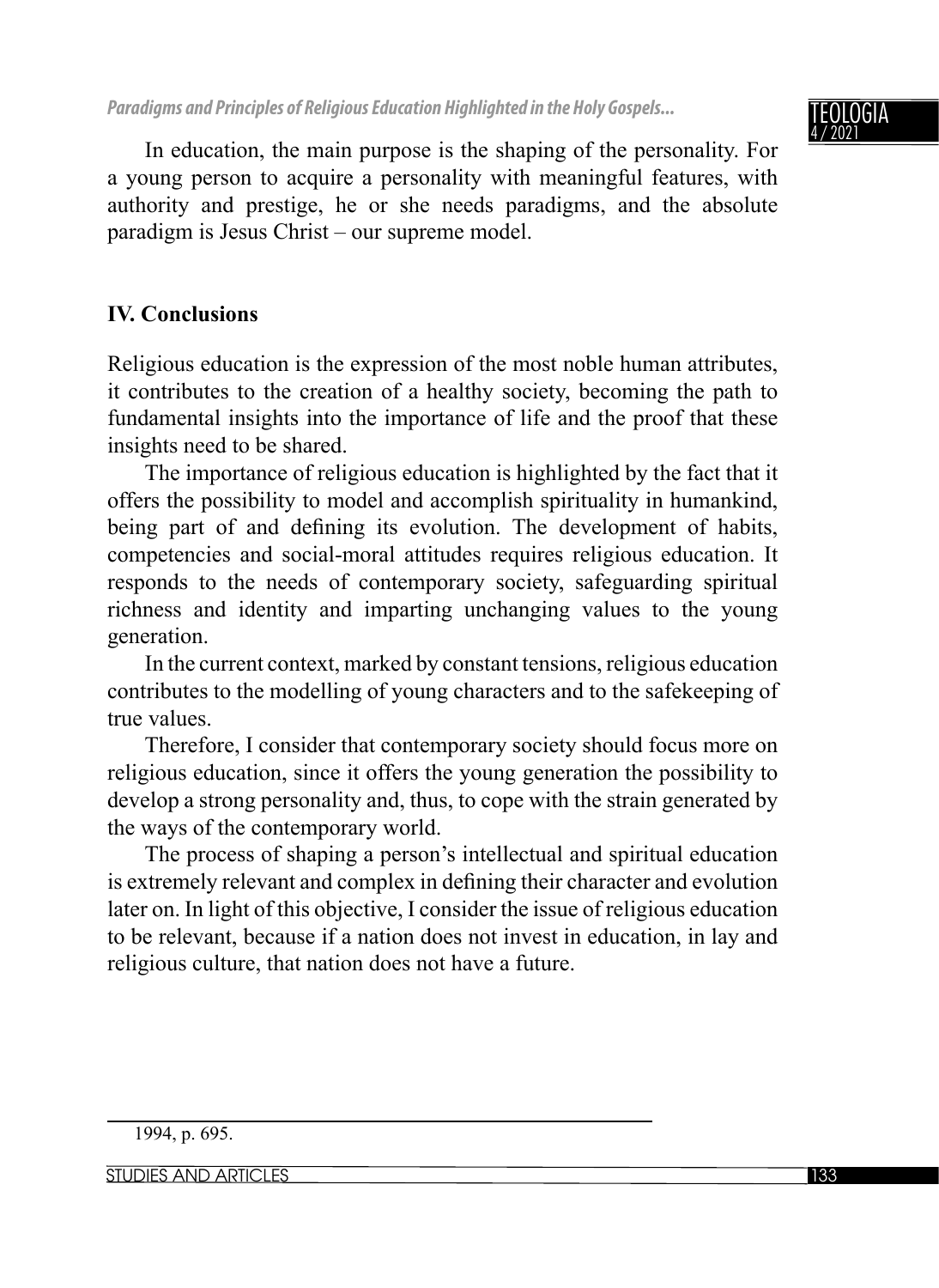In education, the main purpose is the shaping of the personality. For a young person to acquire a personality with meaningful features, with authority and prestige, he or she needs paradigms, and the absolute paradigm is Jesus Christ – our supreme model.

## IV. Conclusions

Religious education is the expression of the most noble human attributes, it contributes to the creation of a healthy society, becoming the path to fundamental insights into the importance of life and the proof that these insights need to be shared.

The importance of religious education is highlighted by the fact that it offers the possibility to model and accomplish spirituality in humankind, being part of and defining its evolution. The development of habits, competencies and social-moral attitudes requires religious education. It responds to the needs of contemporary society, safeguarding spiritual richness and identity and imparting unchanging values to the young generation.

In the current context, marked by constant tensions, religious education contributes to the modelling of young characters and to the safekeeping of true values.

Therefore, I consider that contemporary society should focus more on religious education, since it offers the young generation the possibility to develop a strong personality and, thus, to cope with the strain generated by the ways of the contemporary world.

The process of shaping a person's intellectual and spiritual education is extremely relevant and complex in defining their character and evolution later on. In light of this objective, I consider the issue of religious education to be relevant, because if a nation does not invest in education, in lay and religious culture, that nation does not have a future.

1994, p. 695.